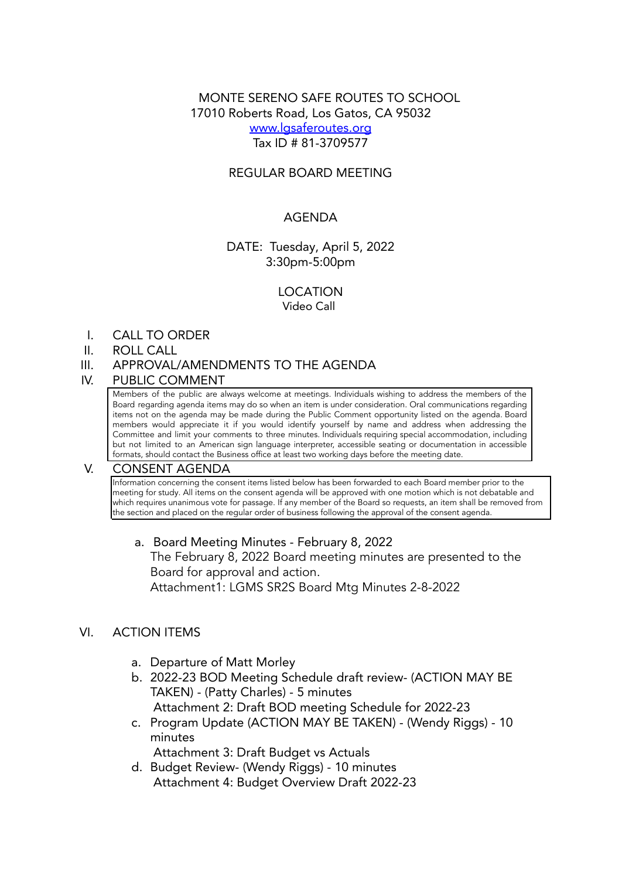MONTE SERENO SAFE ROUTES TO SCHOOL
17010 Roberts Road, Los Gatos, CA 95032
www.lgsaferoutes.org
Tax ID # 81-3709577

REGULAR BOARD MEETING

AGENDA

DATE: Tuesday, April 5, 2022
3:30pm-5:00pm

LOCATION
Video Call

I. CALL TO ORDER
II. ROLL CALL
III. APPROVAL/AMENDMENTS TO THE AGENDA
IV. PUBLIC COMMENT

Members of the public are always welcome at meetings. Individuals wishing to address the members of the Board regarding agenda items may do so when an item is under consideration. Oral communications regarding items not on the agenda may be made during the Public Comment opportunity listed on the agenda. Board members would appreciate it if you would identify yourself by name and address when addressing the Committee and limit your comments to three minutes. Individuals requiring special accommodation, including but not limited to an American sign language interpreter, accessible seating or documentation in accessible formats, should contact the Business office at least two working days before the meeting date.

V. CONSENT AGENDA

Information concerning the consent items listed below has been forwarded to each Board member prior to the meeting for study. All items on the consent agenda will be approved with one motion which is not debatable and which requires unanimous vote for passage. If any member of the Board so requests, an item shall be removed from the section and placed on the regular order of business following the approval of the consent agenda.

a. Board Meeting Minutes - February 8, 2022
   The February 8, 2022 Board meeting minutes are presented to the Board for approval and action.
   Attachment1: LGMS SR2S Board Mtg Minutes 2-8-2022

VI. ACTION ITEMS

a. Departure of Matt Morley
b. 2022-23 BOD Meeting Schedule draft review- (ACTION MAY BE TAKEN) - (Patty Charles) - 5 minutes
   Attachment 2: Draft BOD meeting Schedule for 2022-23
c. Program Update (ACTION MAY BE TAKEN) - (Wendy Riggs) - 10 minutes
   Attachment 3: Draft Budget vs Actuals
d. Budget Review- (Wendy Riggs) - 10 minutes
   Attachment 4: Budget Overview Draft 2022-23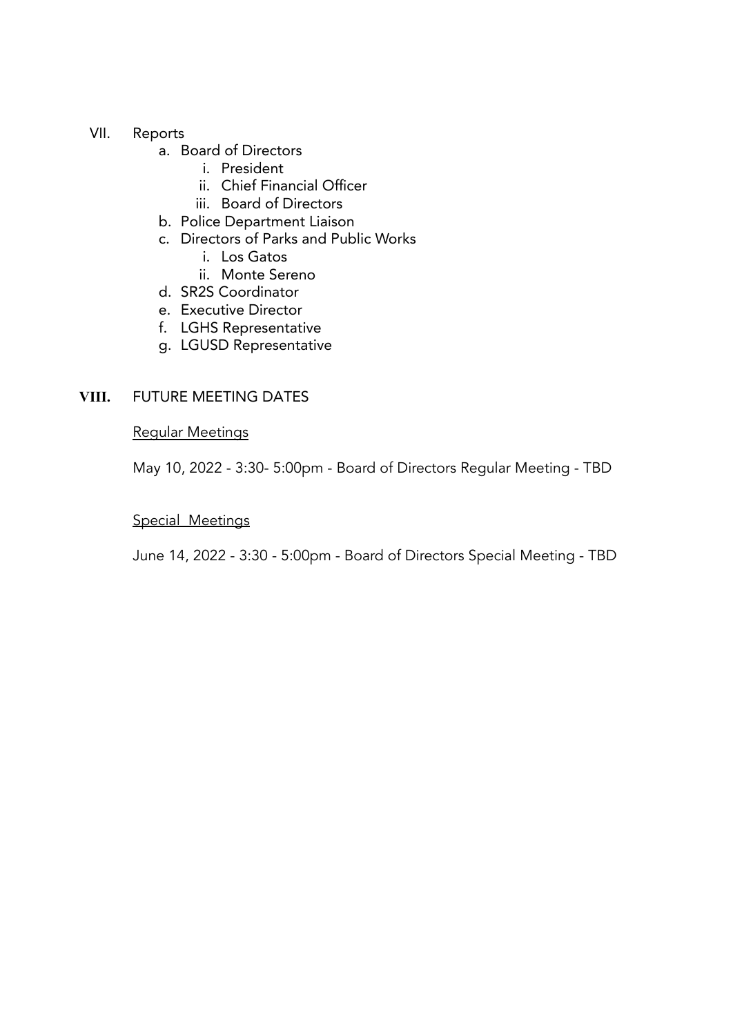VII. Reports
   a. Board of Directors
      i. President
      ii. Chief Financial Officer
      iii. Board of Directors
   b. Police Department Liaison
   c. Directors of Parks and Public Works
      i. Los Gatos
      ii. Monte Sereno
   d. SR2S Coordinator
   e. Executive Director
   f. LGHS Representative
   g. LGUSD Representative

**VIII.** FUTURE MEETING DATES

<u>Regular Meetings</u>

May 10, 2022 - 3:30- 5:00pm - Board of Directors Regular Meeting - TBD

<u>Special Meetings</u>

June 14, 2022 - 3:30 - 5:00pm - Board of Directors Special Meeting - TBD